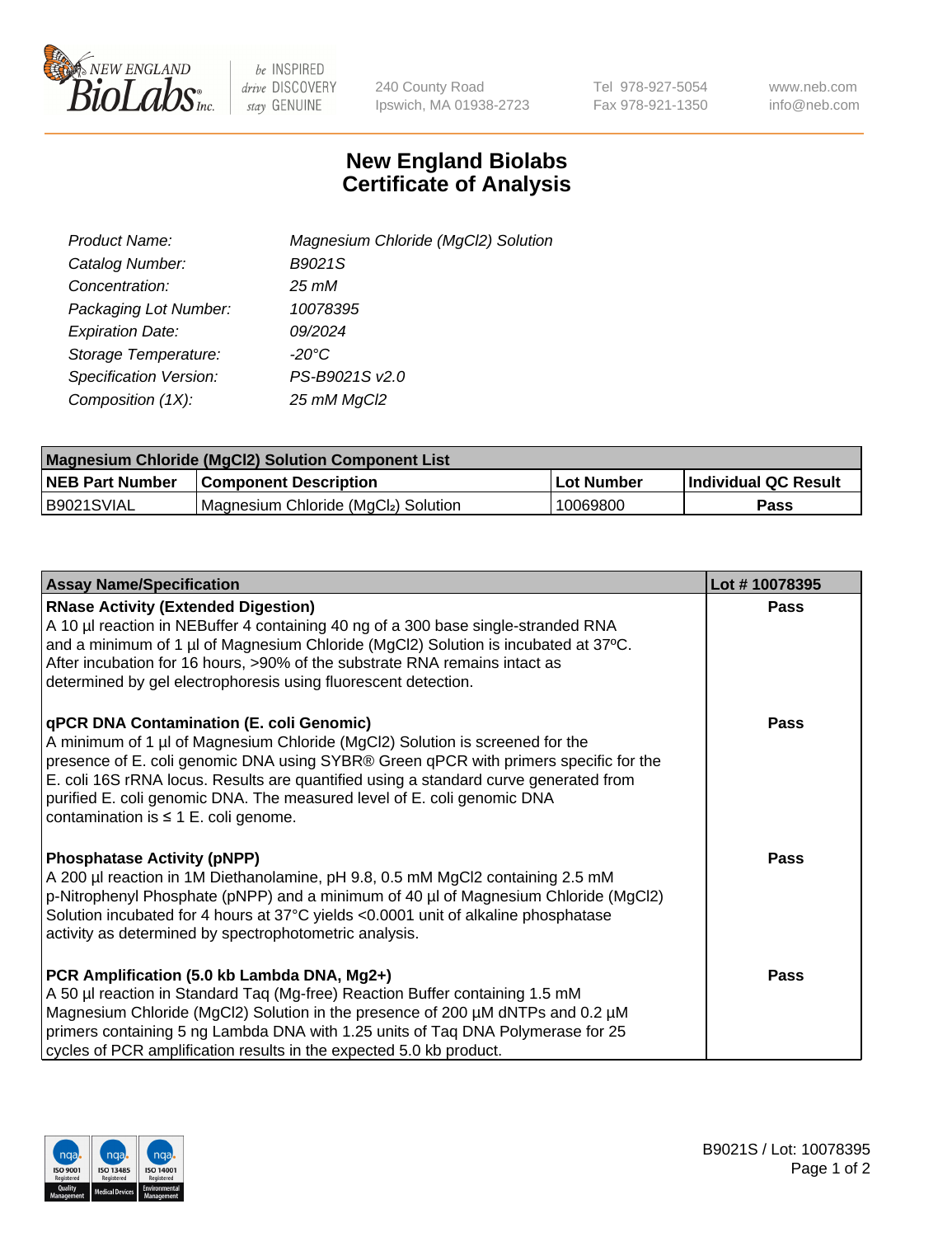New England BioLabs Inc. — be INSPIRED drive DISCOVERY stay GENUINE

240 County Road
Ipswich, MA 01938-2723

Tel 978-927-5054
Fax 978-921-1350

www.neb.com
info@neb.com

# New England Biolabs Certificate of Analysis

| | |
|---|---|
| *Product Name:* | *Magnesium Chloride (MgCl2) Solution* |
| *Catalog Number:* | *B9021S* |
| *Concentration:* | *25 mM* |
| *Packaging Lot Number:* | *10078395* |
| *Expiration Date:* | *09/2024* |
| *Storage Temperature:* | *-20°C* |
| *Specification Version:* | *PS-B9021S v2.0* |
| *Composition (1X):* | *25 mM MgCl2* |

| Magnesium Chloride (MgCl2) Solution Component List | | | |
|---|---|---|---|
| **NEB Part Number** | **Component Description** | **Lot Number** | **Individual QC Result** |
| B9021SVIAL | Magnesium Chloride ($MgCl_2$) Solution | 10069800 | **Pass** |

| Assay Name/Specification | Lot # 10078395 |
|---|---|
| **RNase Activity (Extended Digestion)**<br>A 10 µl reaction in NEBuffer 4 containing 40 ng of a 300 base single-stranded RNA and a minimum of 1 µl of Magnesium Chloride (MgCl2) Solution is incubated at 37ºC. After incubation for 16 hours, >90% of the substrate RNA remains intact as determined by gel electrophoresis using fluorescent detection. | **Pass** |
| **qPCR DNA Contamination (E. coli Genomic)**<br>A minimum of 1 µl of Magnesium Chloride (MgCl2) Solution is screened for the presence of E. coli genomic DNA using SYBR® Green qPCR with primers specific for the E. coli 16S rRNA locus. Results are quantified using a standard curve generated from purified E. coli genomic DNA. The measured level of E. coli genomic DNA contamination is ≤ 1 E. coli genome. | **Pass** |
| **Phosphatase Activity (pNPP)**<br>A 200 µl reaction in 1M Diethanolamine, pH 9.8, 0.5 mM MgCl2 containing 2.5 mM p-Nitrophenyl Phosphate (pNPP) and a minimum of 40 µl of Magnesium Chloride (MgCl2) Solution incubated for 4 hours at 37°C yields <0.0001 unit of alkaline phosphatase activity as determined by spectrophotometric analysis. | **Pass** |
| **PCR Amplification (5.0 kb Lambda DNA, Mg2+)**<br>A 50 µl reaction in Standard Taq (Mg-free) Reaction Buffer containing 1.5 mM Magnesium Chloride (MgCl2) Solution in the presence of 200 µM dNTPs and 0.2 µM primers containing 5 ng Lambda DNA with 1.25 units of Taq DNA Polymerase for 25 cycles of PCR amplification results in the expected 5.0 kb product. | **Pass** |

B9021S / Lot: 10078395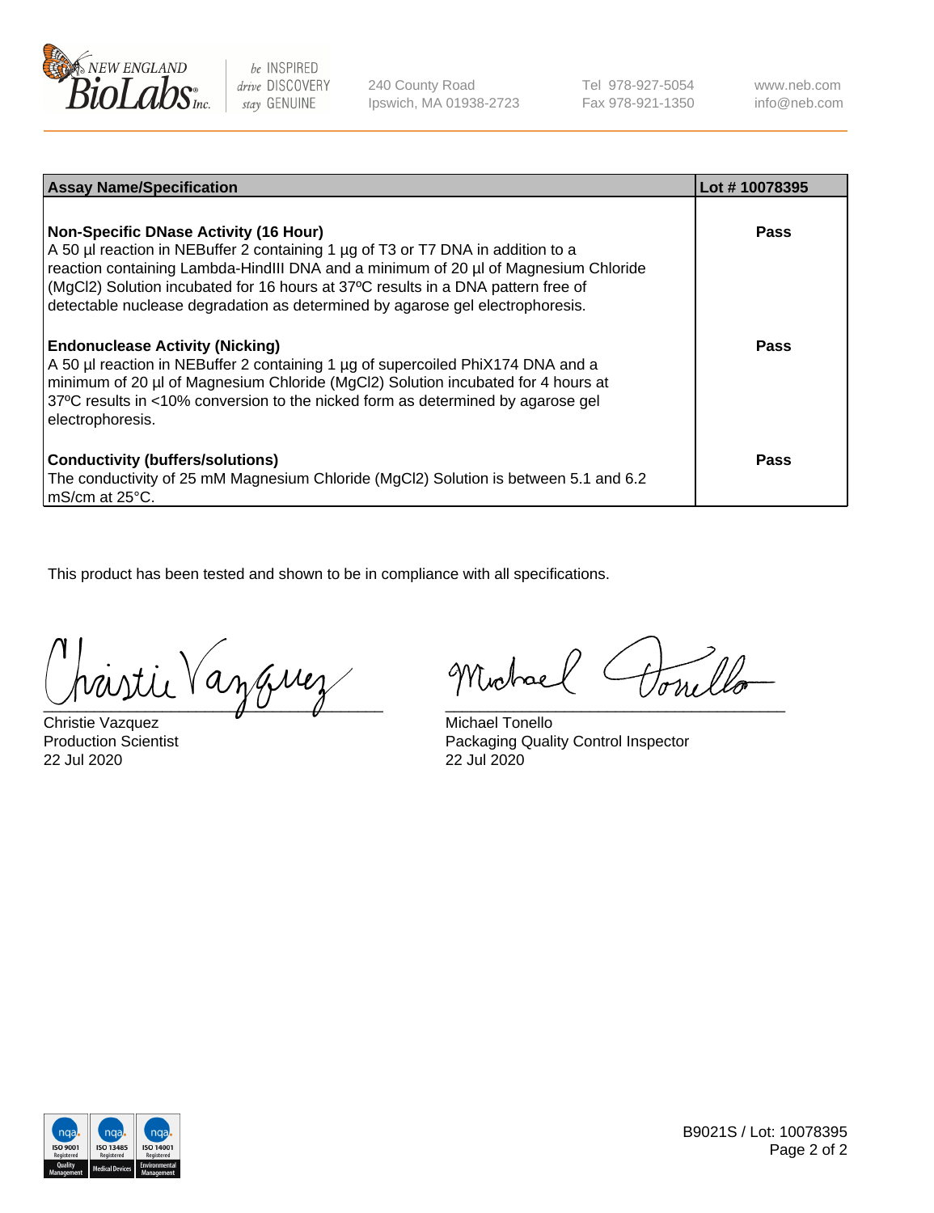| Assay Name/Specification | Lot # 10078395 |
| --- | --- |
| **Non-Specific DNase Activity (16 Hour)**<br>A 50 µl reaction in NEBuffer 2 containing 1 µg of T3 or T7 DNA in addition to a reaction containing Lambda-HindIII DNA and a minimum of 20 µl of Magnesium Chloride ($MgCl_2$) Solution incubated for 16 hours at 37ºC results in a DNA pattern free of detectable nuclease degradation as determined by agarose gel electrophoresis. | **Pass** |
| **Endonuclease Activity (Nicking)**<br>A 50 µl reaction in NEBuffer 2 containing 1 µg of supercoiled PhiX174 DNA and a minimum of 20 µl of Magnesium Chloride ($MgCl_2$) Solution incubated for 4 hours at 37ºC results in <10% conversion to the nicked form as determined by agarose gel electrophoresis. | **Pass** |
| **Conductivity (buffers/solutions)**<br>The conductivity of 25 mM Magnesium Chloride ($MgCl_2$) Solution is between 5.1 and 6.2 mS/cm at 25°C. | **Pass** |

This product has been tested and shown to be in compliance with all specifications.

Christie Vazquez
Production Scientist
22 Jul 2020

Michael Tonello
Packaging Quality Control Inspector
22 Jul 2020

B9021S / Lot: 10078395